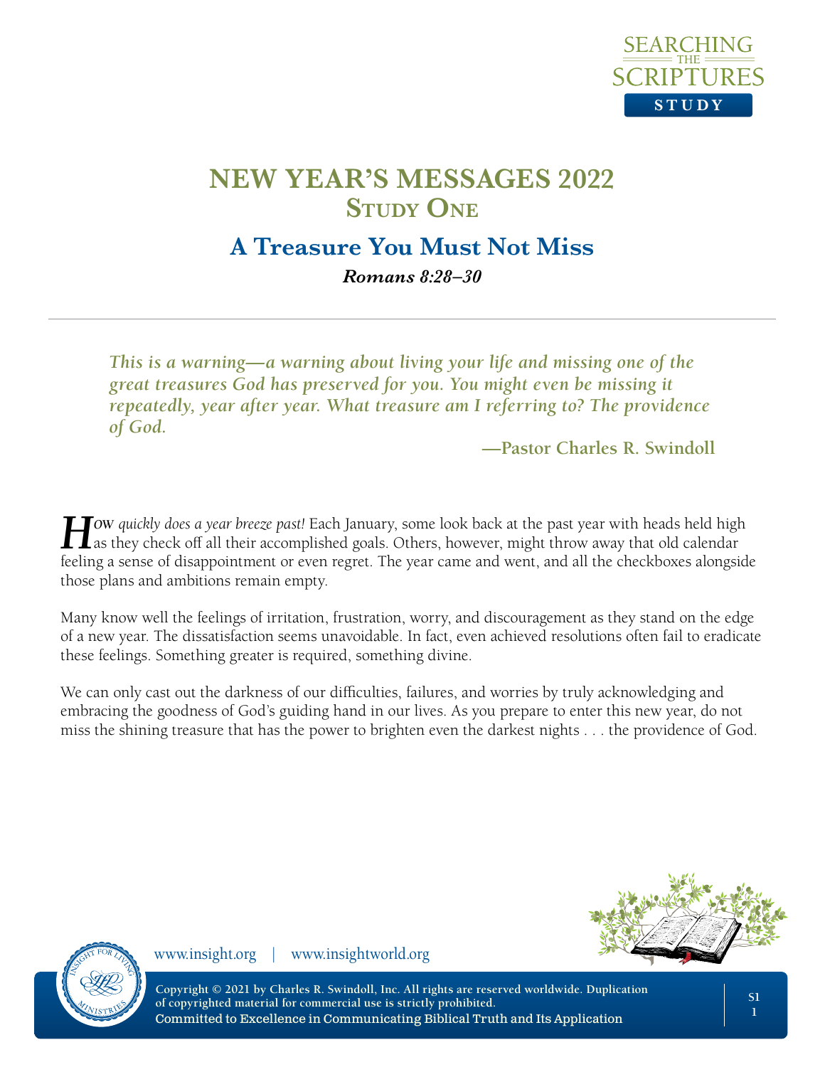# NEW YEAR'S MESSAGES 2022

## Study One

## A Treasure You Must Not Miss

***Romans 8:28–30***

---

> ***This is a warning—a warning about living your life and missing one of the great treasures God has preserved for you. You might even be missing it repeatedly, year after year. What treasure am I referring to? The providence of God.***
>
> **—Pastor Charles R. Swindoll**

***How** quickly does a year breeze past!* Each January, some look back at the past year with heads held high as they check off all their accomplished goals. Others, however, might throw away that old calendar feeling a sense of disappointment or even regret. The year came and went, and all the checkboxes alongside those plans and ambitions remain empty.

Many know well the feelings of irritation, frustration, worry, and discouragement as they stand on the edge of a new year. The dissatisfaction seems unavoidable. In fact, even achieved resolutions often fail to eradicate these feelings. Something greater is required, something divine.

We can only cast out the darkness of our difficulties, failures, and worries by truly acknowledging and embracing the goodness of God's guiding hand in our lives. As you prepare to enter this new year, do not miss the shining treasure that has the power to brighten even the darkest nights . . . the providence of God.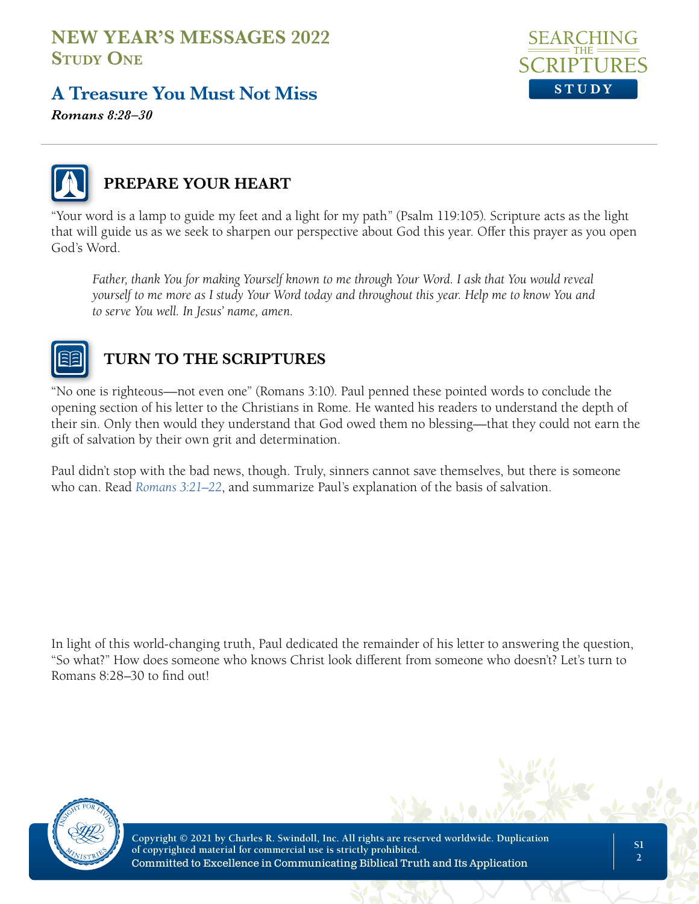# NEW YEAR'S MESSAGES 2022
## Study One

## A Treasure You Must Not Miss

***Romans 8:28–30***

---

### PREPARE YOUR HEART

"Your word is a lamp to guide my feet and a light for my path" (Psalm 119:105). Scripture acts as the light that will guide us as we seek to sharpen our perspective about God this year. Offer this prayer as you open God's Word.

> *Father, thank You for making Yourself known to me through Your Word. I ask that You would reveal yourself to me more as I study Your Word today and throughout this year. Help me to know You and to serve You well. In Jesus' name, amen.*

### TURN TO THE SCRIPTURES

"No one is righteous—not even one" (Romans 3:10). Paul penned these pointed words to conclude the opening section of his letter to the Christians in Rome. He wanted his readers to understand the depth of their sin. Only then would they understand that God owed them no blessing—that they could not earn the gift of salvation by their own grit and determination.

Paul didn't stop with the bad news, though. Truly, sinners cannot save themselves, but there is someone who can. Read *Romans 3:21–22*, and summarize Paul's explanation of the basis of salvation.

In light of this world-changing truth, Paul dedicated the remainder of his letter to answering the question, "So what?" How does someone who knows Christ look different from someone who doesn't? Let's turn to Romans 8:28–30 to find out!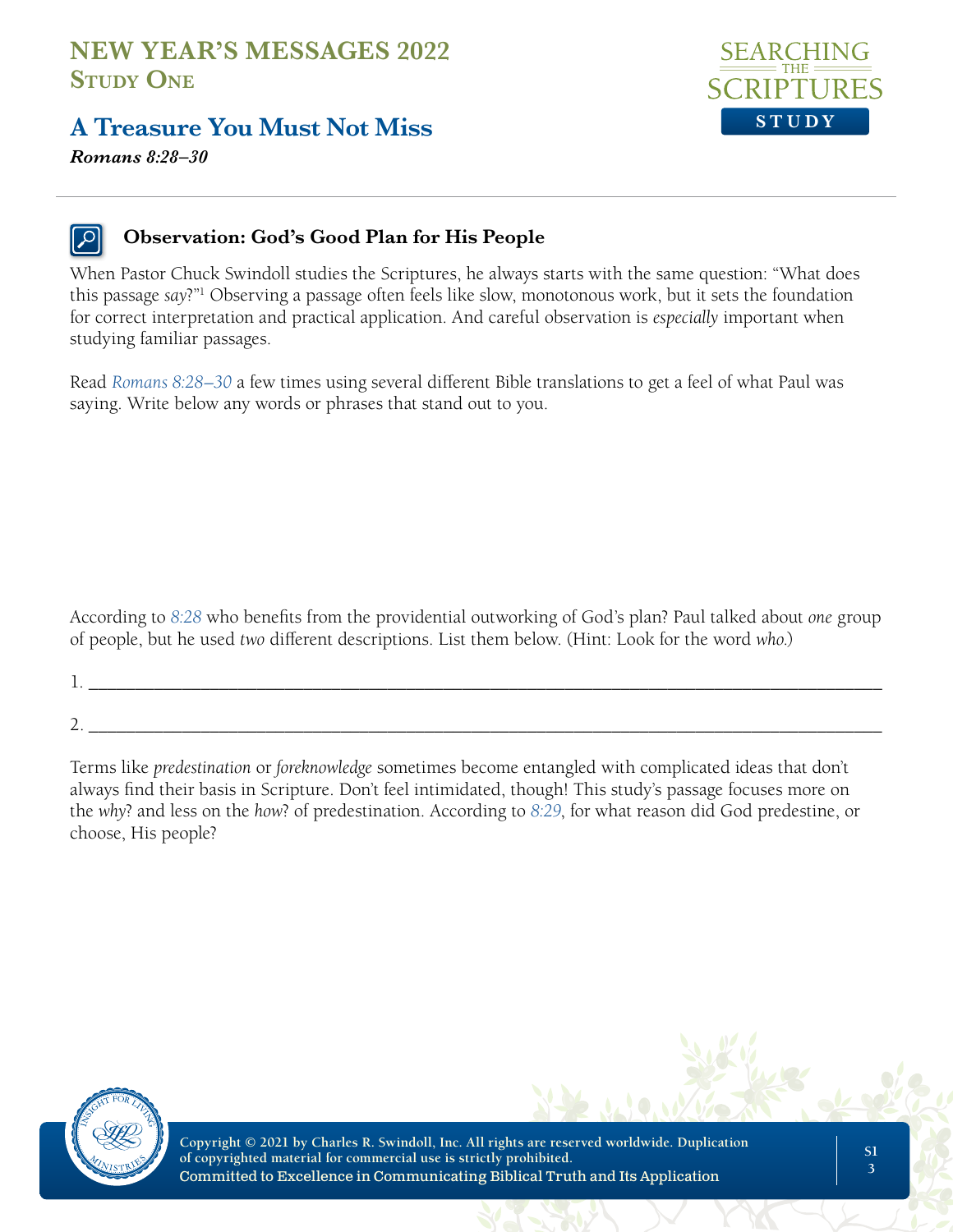# NEW YEAR'S MESSAGES 2022

## Study One

## A Treasure You Must Not Miss

***Romans 8:28–30***

### Observation: God's Good Plan for His People

When Pastor Chuck Swindoll studies the Scriptures, he always starts with the same question: "What does this passage *say*?"[1] Observing a passage often feels like slow, monotonous work, but it sets the foundation for correct interpretation and practical application. And careful observation is *especially* important when studying familiar passages.

Read *Romans 8:28–30* a few times using several different Bible translations to get a feel of what Paul was saying. Write below any words or phrases that stand out to you.

According to 8:28 who benefits from the providential outworking of God's plan? Paul talked about *one* group of people, but he used *two* different descriptions. List them below. (Hint: Look for the word *who*.)

1. ______________________________________________________________________

2. ______________________________________________________________________

Terms like *predestination* or *foreknowledge* sometimes become entangled with complicated ideas that don't always find their basis in Scripture. Don't feel intimidated, though! This study's passage focuses more on the *why*? and less on the *how*? of predestination. According to 8:29, for what reason did God predestine, or choose, His people?

Copyright © 2021 by Charles R. Swindoll, Inc. All rights are reserved worldwide. Duplication of copyrighted material for commercial use is strictly prohibited.
Committed to Excellence in Communicating Biblical Truth and Its Application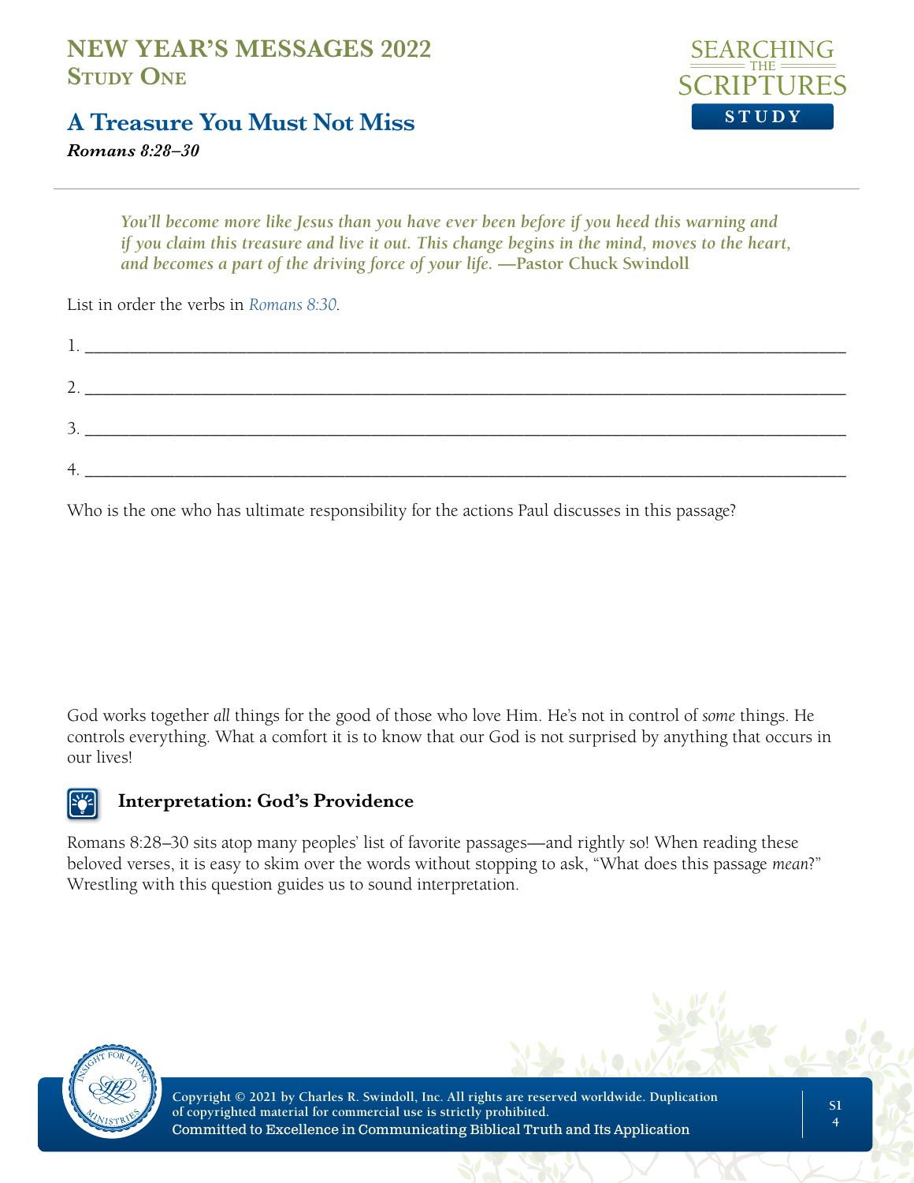# NEW YEAR'S MESSAGES 2022
## Study One

## A Treasure You Must Not Miss

***Romans 8:28–30***

*You'll become more like Jesus than you have ever been before if you heed this warning and if you claim this treasure and live it out. This change begins in the mind, moves to the heart, and becomes a part of the driving force of your life.* **—Pastor Chuck Swindoll**

List in order the verbs in Romans 8:30.

1. ____________________________________________

2. ____________________________________________

3. ____________________________________________

4. ____________________________________________

Who is the one who has ultimate responsibility for the actions Paul discusses in this passage?

God works together *all* things for the good of those who love Him. He's not in control of *some* things. He controls everything. What a comfort it is to know that our God is not surprised by anything that occurs in our lives!

### Interpretation: God's Providence

Romans 8:28–30 sits atop many peoples' list of favorite passages—and rightly so! When reading these beloved verses, it is easy to skim over the words without stopping to ask, "What does this passage *mean*?" Wrestling with this question guides us to sound interpretation.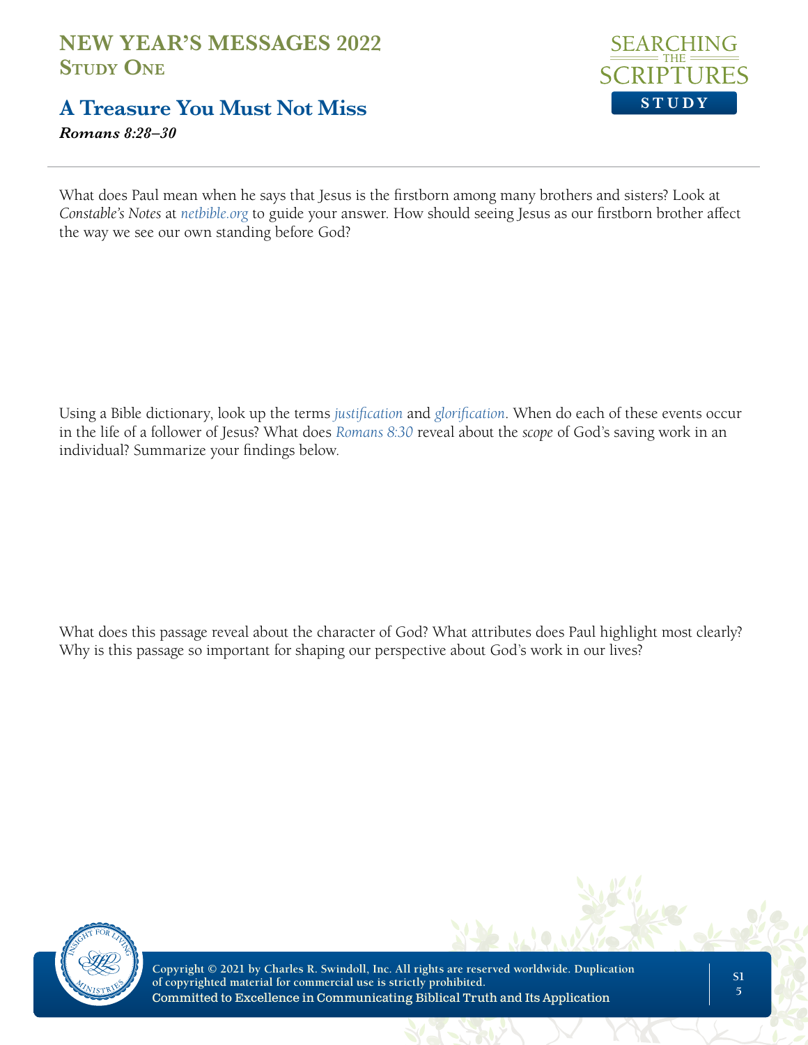What does Paul mean when he says that Jesus is the firstborn among many brothers and sisters? Look at *Constable's Notes* at netbible.org to guide your answer. How should seeing Jesus as our firstborn brother affect the way we see our own standing before God?

Using a Bible dictionary, look up the terms *justification* and *glorification*. When do each of these events occur in the life of a follower of Jesus? What does Romans 8:30 reveal about the *scope* of God's saving work in an individual? Summarize your findings below.

What does this passage reveal about the character of God? What attributes does Paul highlight most clearly? Why is this passage so important for shaping our perspective about God's work in our lives?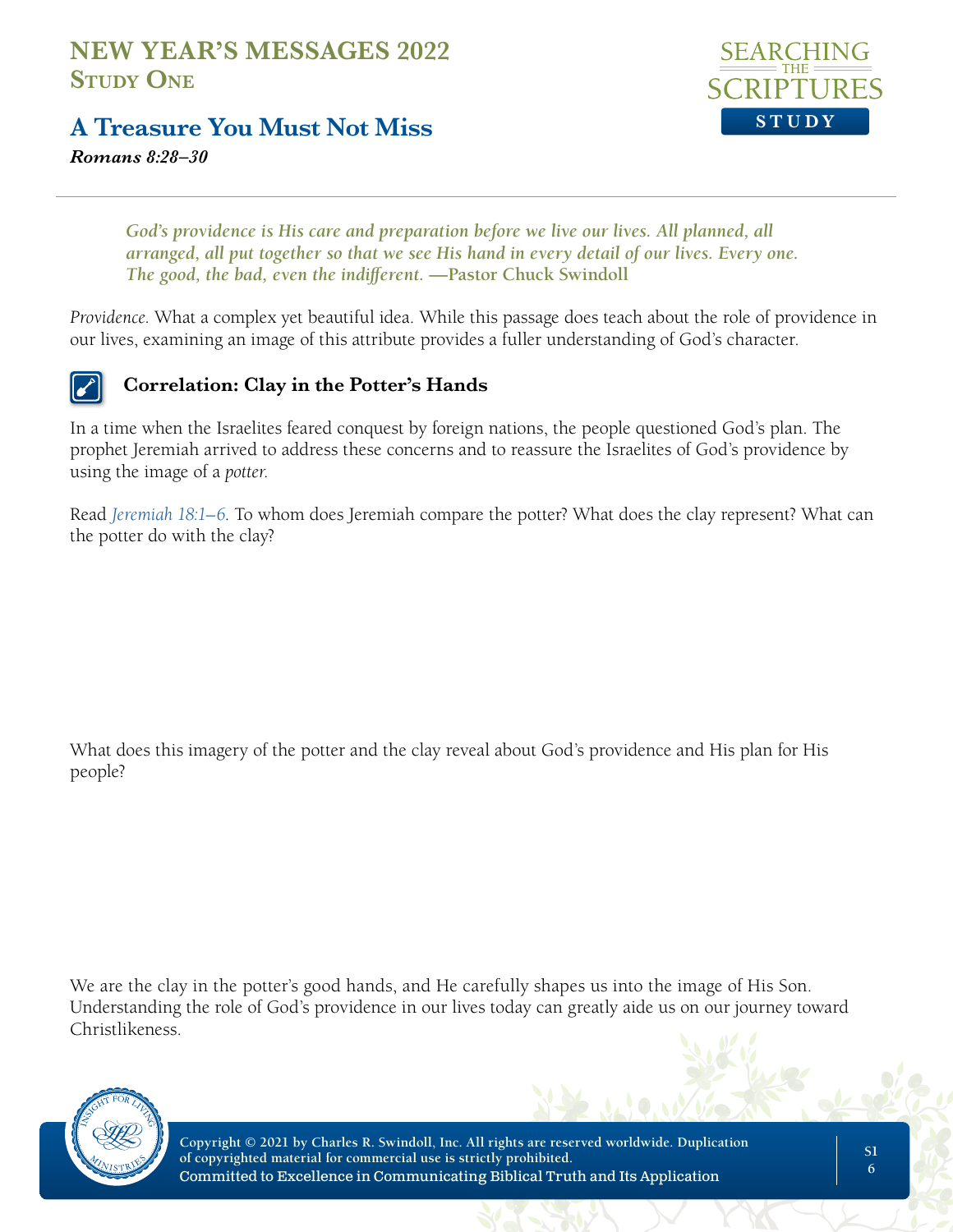## A Treasure You Must Not Miss

*Romans 8:28–30*

> ***God's providence is His care and preparation before we live our lives. All planned, all arranged, all put together so that we see His hand in every detail of our lives. Every one. The good, the bad, even the indifferent.* —Pastor Chuck Swindoll**

*Providence.* What a complex yet beautiful idea. While this passage does teach about the role of providence in our lives, examining an image of this attribute provides a fuller understanding of God's character.

### Correlation: Clay in the Potter's Hands

In a time when the Israelites feared conquest by foreign nations, the people questioned God's plan. The prophet Jeremiah arrived to address these concerns and to reassure the Israelites of God's providence by using the image of a *potter*.

Read *Jeremiah 18:1–6*. To whom does Jeremiah compare the potter? What does the clay represent? What can the potter do with the clay?

What does this imagery of the potter and the clay reveal about God's providence and His plan for His people?

We are the clay in the potter's good hands, and He carefully shapes us into the image of His Son. Understanding the role of God's providence in our lives today can greatly aide us on our journey toward Christlikeness.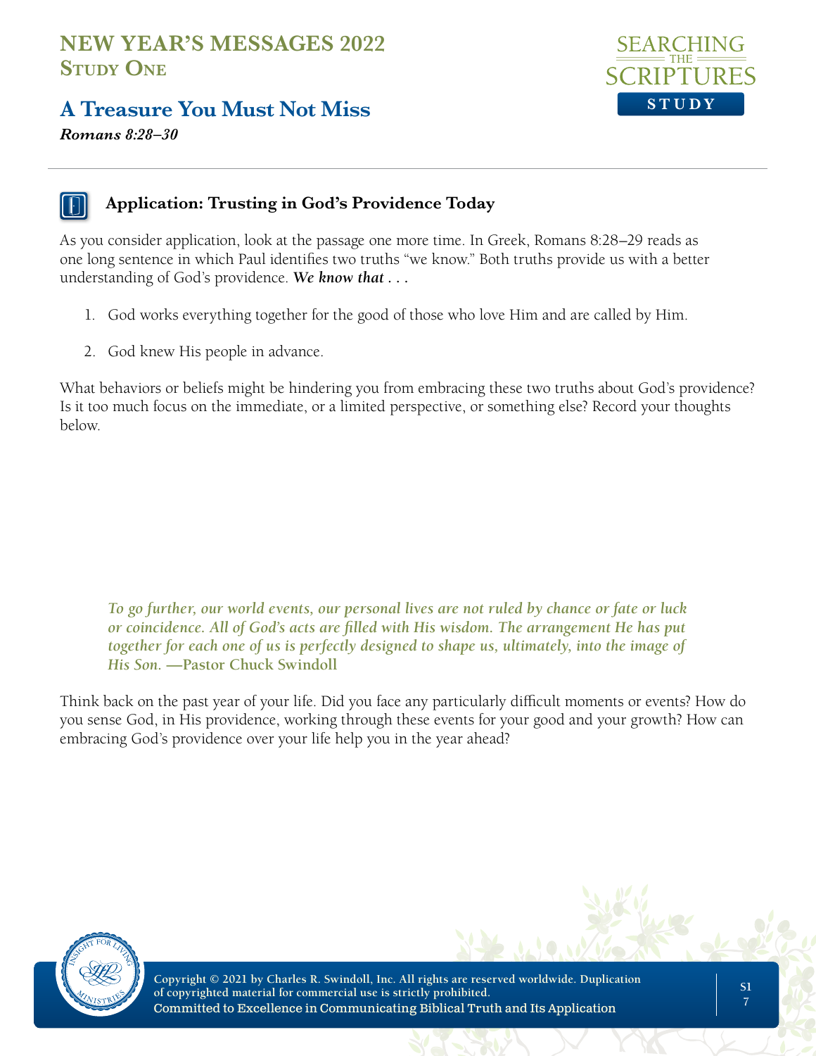## Application: Trusting in God's Providence Today

As you consider application, look at the passage one more time. In Greek, Romans 8:28–29 reads as one long sentence in which Paul identifies two truths "we know." Both truths provide us with a better understanding of God's providence. ***We know that . . .***

1. God works everything together for the good of those who love Him and are called by Him.
2. God knew His people in advance.

What behaviors or beliefs might be hindering you from embracing these two truths about God's providence? Is it too much focus on the immediate, or a limited perspective, or something else? Record your thoughts below.

> *To go further, our world events, our personal lives are not ruled by chance or fate or luck or coincidence. All of God's acts are filled with His wisdom. The arrangement He has put together for each one of us is perfectly designed to shape us, ultimately, into the image of His Son.* **—Pastor Chuck Swindoll**

Think back on the past year of your life. Did you face any particularly difficult moments or events? How do you sense God, in His providence, working through these events for your good and your growth? How can embracing God's providence over your life help you in the year ahead?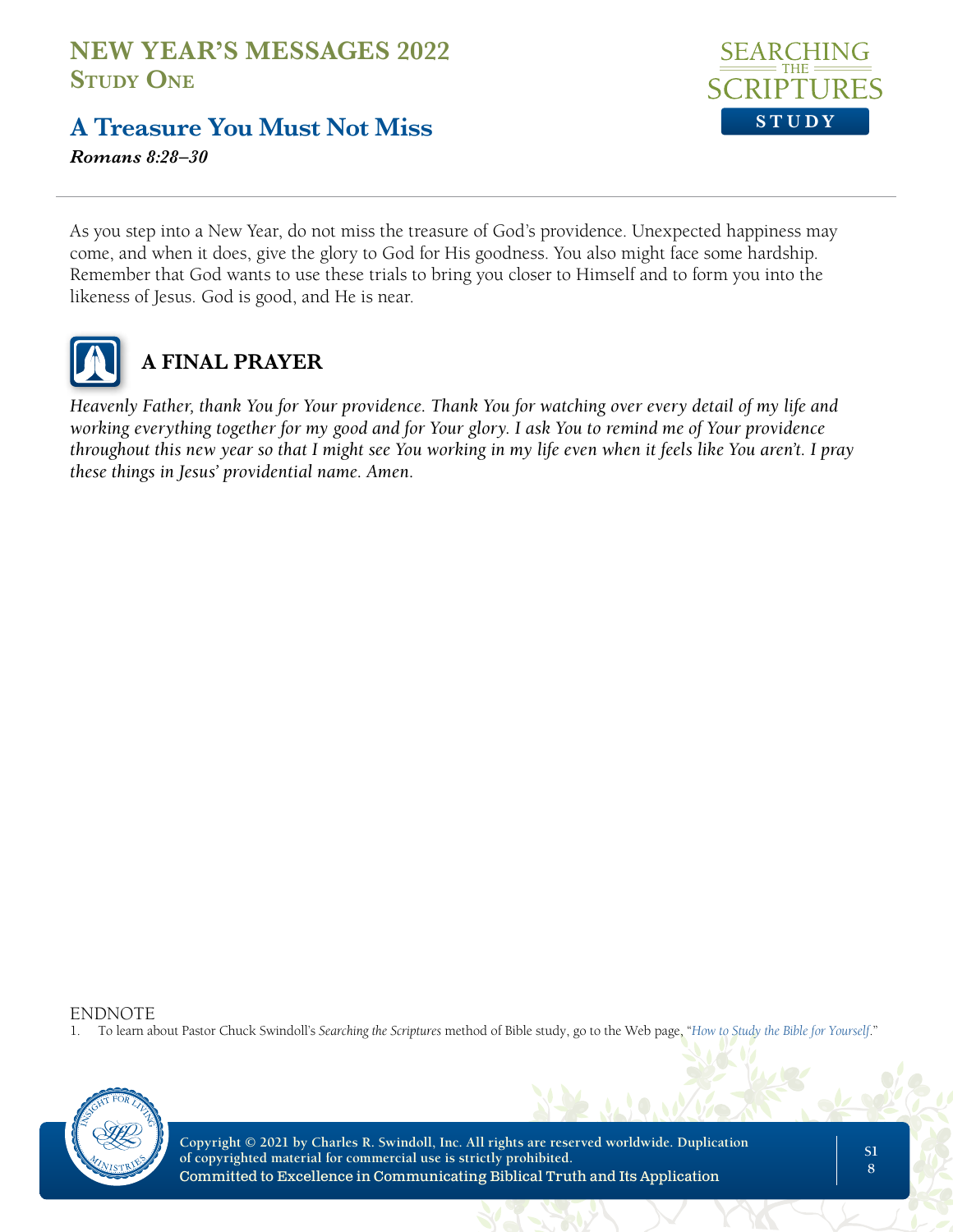As you step into a New Year, do not miss the treasure of God's providence. Unexpected happiness may come, and when it does, give the glory to God for His goodness. You also might face some hardship. Remember that God wants to use these trials to bring you closer to Himself and to form you into the likeness of Jesus. God is good, and He is near.

## A FINAL PRAYER

*Heavenly Father, thank You for Your providence. Thank You for watching over every detail of my life and working everything together for my good and for Your glory. I ask You to remind me of Your providence throughout this new year so that I might see You working in my life even when it feels like You aren't. I pray these things in Jesus' providential name. Amen.*

ENDNOTE

1. To learn about Pastor Chuck Swindoll's *Searching the Scriptures* method of Bible study, go to the Web page, "*How to Study the Bible for Yourself*."

**Copyright © 2021 by Charles R. Swindoll, Inc. All rights are reserved worldwide. Duplication of copyrighted material for commercial use is strictly prohibited.**
**Committed to Excellence in Communicating Biblical Truth and Its Application**